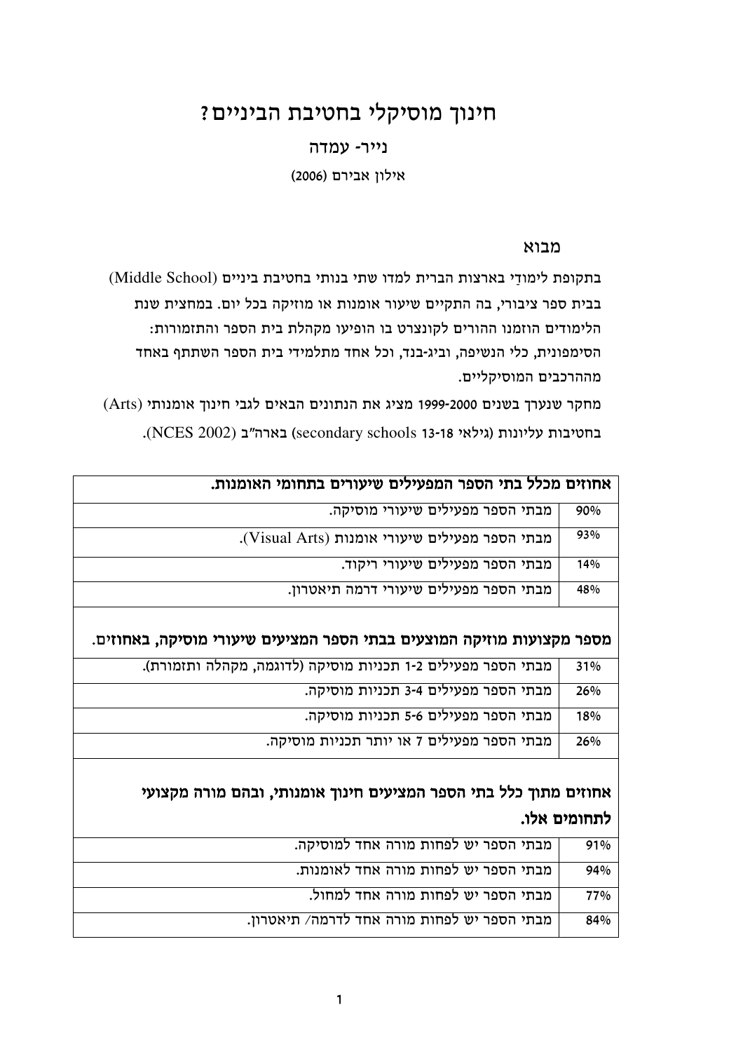# חינוך מוסיקלי בחטיבת הביניים?

## נייר- עמדה

אילון אבירם (2006)

## מבוא

בתקופת לימודַי בארצות הברית למדו שתי בנותי בחטיבת ביניים (Middle School) בבית ספר ציבורי, בה התקיים שיעור אומנות או מוזיקה בכל יום. במחצית שנת הלימודים הוזמנו ההורים לקונצרט בו הופיעו מקהלת בית הספר והתזמורות: הסימפונית, כלי הנשיפה, וביג-בנד, וכל אחד מתלמידי בית הספר השתתף באחד מההרכבים המוסיקליים.

מחקר שנערך בשנים 1999-2000 מציג את הנתונים הבאים לגבי חינוך אומנותי (Arts) בחטיבות עליונות (גילאי 13-18 secondary schools) בארה"ב (NCES 2002).

| | |
|---|---|
| **אחוזים מכלל בתי הספר המפעילים שיעורים בתחומי האומנות.** | |
| 90% | מבתי הספר מפעילים שיעורי מוסיקה. |
| 93% | מבתי הספר מפעילים שיעורי אומנות (Visual Arts). |
| 14% | מבתי הספר מפעילים שיעורי ריקוד. |
| 48% | מבתי הספר מפעילים שיעורי דרמה תיאטרון. |
| **מספר מקצועות מוזיקה המוצעים בבתי הספר המציעים שיעורי מוסיקה, באחוזים.** | |
| 31% | מבתי הספר מפעילים 1-2 תכניות מוסיקה (לדוגמה, מקהלה ותזמורת). |
| 26% | מבתי הספר מפעילים 3-4 תכניות מוסיקה. |
| 18% | מבתי הספר מפעילים 5-6 תכניות מוסיקה. |
| 26% | מבתי הספר מפעילים 7 או יותר תכניות מוסיקה. |
| **אחוזים מתוך כלל בתי הספר המציעים חינוך אומנותי, ובהם מורה מקצועי לתחומים אלו.** | |
| 91% | מבתי הספר יש לפחות מורה אחד למוסיקה. |
| 94% | מבתי הספר יש לפחות מורה אחד לאומנות. |
| 77% | מבתי הספר יש לפחות מורה אחד למחול. |
| 84% | מבתי הספר יש לפחות מורה אחד לדרמה/ תיאטרון. |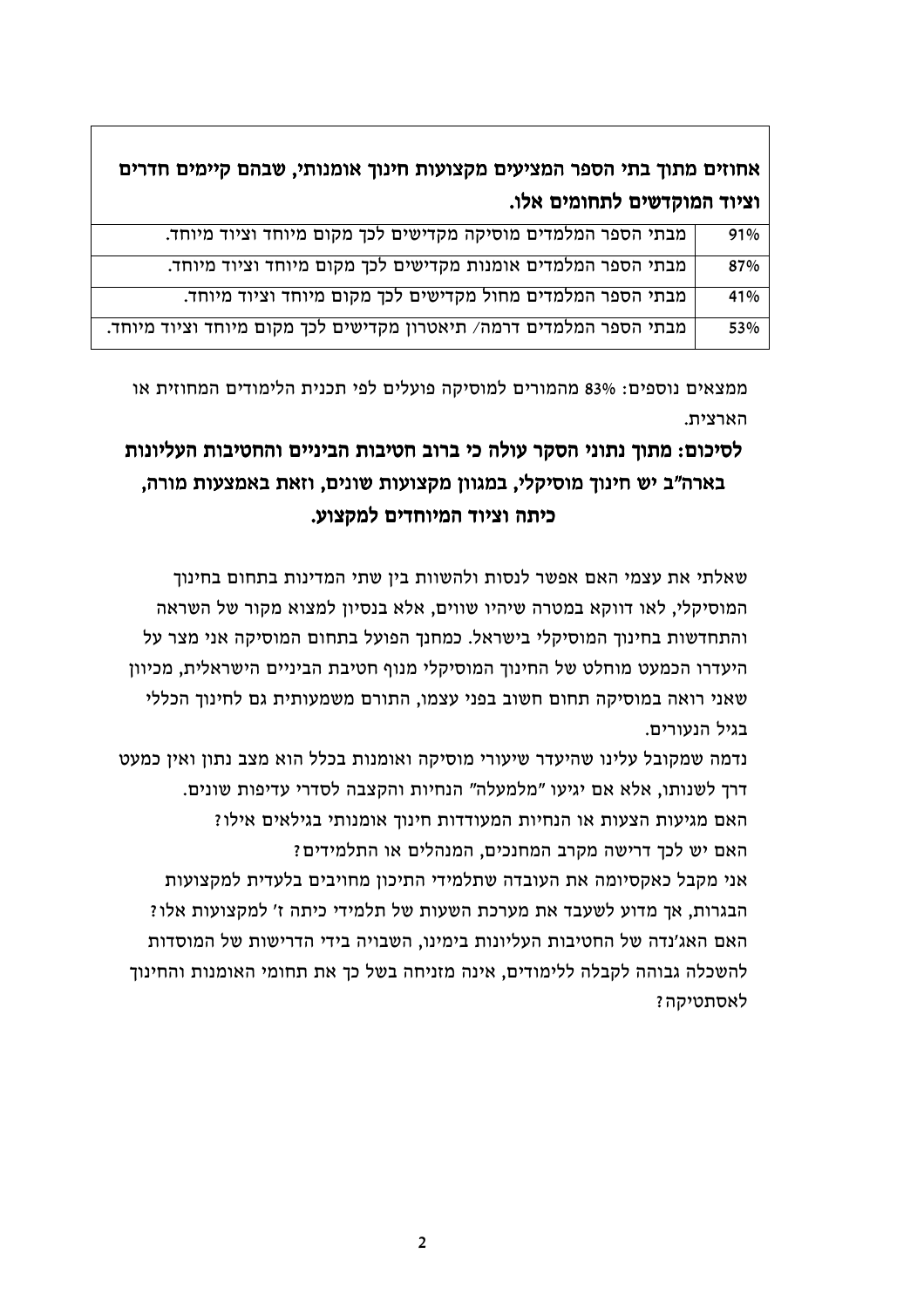| אחוזים מתוך בתי הספר המציעים מקצועות חינוך אומנותי, שבהם קיימים חדרים וציוד המוקדשים לתחומים אלו. | |
|---|---|
| 91% | מבתי הספר המלמדים מוסיקה מקדישים לכך מקום מיוחד וציוד מיוחד. |
| 87% | מבתי הספר המלמדים אומנות מקדישים לכך מקום מיוחד וציוד מיוחד. |
| 41% | מבתי הספר המלמדים מחול מקדישים לכך מקום מיוחד וציוד מיוחד. |
| 53% | מבתי הספר המלמדים דרמה/ תיאטרון מקדישים לכך מקום מיוחד וציוד מיוחד. |

ממצאים נוספים: 83% מהמורים למוסיקה פועלים לפי תכנית הלימודים המחוזית או הארצית.

**לסיכום: מתוך נתוני הסקר עולה כי ברוב חטיבות הביניים והחטיבות העליונות בארה"ב יש חינוך מוסיקלי, במגוון מקצועות שונים, וזאת באמצעות מורה, כיתה וציוד המיוחדים למקצוע.**

שאלתי את עצמי האם אפשר לנסות ולהשוות בין שתי המדינות בתחום בחינוך המוסיקלי, לאו דווקא במטרה שיהיו שווים, אלא בנסיון למצוא מקור של השראה והתחדשות בחינוך המוסיקלי בישראל. כמחנך הפועל בתחום המוסיקה אני מצר על היעדרו הכמעט מוחלט של החינוך המוסיקלי מנוף חטיבת הביניים הישראלית, מכיוון שאני רואה במוסיקה תחום חשוב בפני עצמו, התורם משמעותית גם לחינוך הכללי בגיל הנעורים.

נדמה שמקובל עלינו שהיעדר שיעורי מוסיקה ואומנות בכלל הוא מצב נתון ואין כמעט דרך לשנותו, אלא אם יגיעו "מלמעלה" הנחיות והקצבה לסדרי עדיפות שונים.

האם מגיעות הצעות או הנחיות המעודדות חינוך אומנותי בגילאים אילו?

האם יש לכך דרישה מקרב המחנכים, המנהלים או התלמידים?

אני מקבל כאקסיומה את העובדה שתלמידי התיכון מחויבים בלעדית למקצועות הבגרות, אך מדוע לשעבד את מערכת השעות של תלמידי כיתה ז' למקצועות אלו?

האם האג'נדה של החטיבות העליונות בימינו, השבויה בידי הדרישות של המוסדות להשכלה גבוהה לקבלה ללימודים, אינה מזניחה בשל כך את תחומי האומנות והחינוך לאסתטיקה?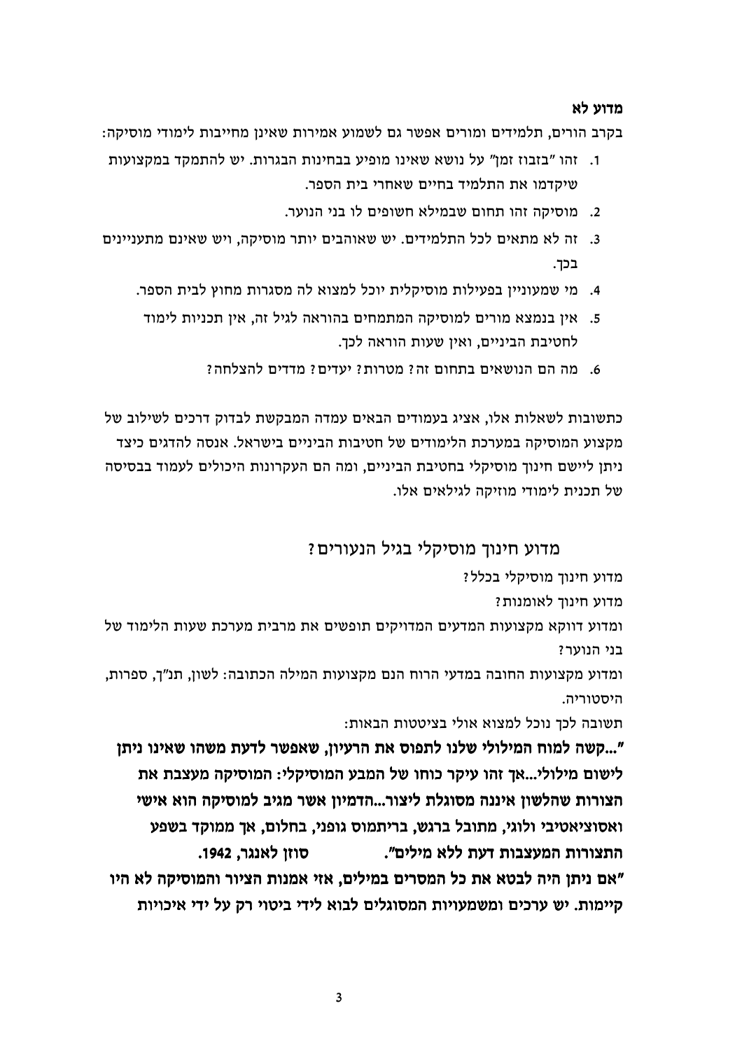**מדוע לא**

בקרב הורים, תלמידים ומורים אפשר גם לשמוע אמירות שאינן מחייבות לימודי מוסיקה:

1. זהו "בזבוז זמן" על נושא שאינו מופיע בבחינות הבגרות. יש להתמקד במקצועות שיקדמו את התלמיד בחיים שאחרי בית הספר.
2. מוסיקה זהו תחום שבמילא חשופים לו בני הנוער.
3. זה לא מתאים לכל התלמידים. יש שאוהבים יותר מוסיקה, ויש שאינם מתעניינים בכך.
4. מי שמעוניין בפעילות מוסיקלית יוכל למצוא לה מסגרות מחוץ לבית הספר.
5. אין בנמצא מורים למוסיקה המתמחים בהוראה לגיל זה, אין תכניות לימוד לחטיבת הביניים, ואין שעות הוראה לכך.
6. מה הם הנושאים בתחום זה? מטרות? יעדים? מדדים להצלחה?

כתשובות לשאלות אלו, אציג בעמודים הבאים עמדה המבקשת לבדוק דרכים לשילוב של מקצוע המוסיקה במערכת הלימודים של חטיבות הביניים בישראל. אנסה להדגים כיצד ניתן ליישם חינוך מוסיקלי בחטיבת הביניים, ומה הם העקרונות היכולים לעמוד בבסיסה של תכנית לימודי מוזיקה לגילאים אלו.

## מדוע חינוך מוסיקלי בגיל הנעורים?

מדוע חינוך מוסיקלי בכלל?

מדוע חינוך לאומנות?

ומדוע דווקא מקצועות המדעים המדויקים תופשים את מרבית מערכת שעות הלימוד של בני הנוער?

ומדוע מקצועות החובה במדעי הרוח הנם מקצועות המילה הכתובה: לשון, תנ"ך, ספרות, היסטוריה.

תשובה לכך נוכל למצוא אולי בציטטות הבאות:

**"...קשה למוח המילולי שלנו לתפוס את הרעיון, שאפשר לדעת משהו שאינו ניתן לישום מילולי...אך זהו עיקר כוחו של המבע המוסיקלי: המוסיקה מעצבת את הצורות שהלשון איננה מסוגלת ליצור...הדמיון אשר מגיב למוסיקה הוא אישי ואסוציאטיבי ולוגי, מתובל ברגש, בריתמוס גופני, בחלום, אך ממוקד בשפע התצורות המעצבות דעת ללא מילים". סוזן לאנגר, 1942.**

**"אם ניתן היה לבטא את כל המסרים במילים, אזי אמנות הציור והמוסיקה לא היו קיימות. יש ערכים ומשמעויות המסוגלים לבוא לידי ביטוי רק על ידי איכויות**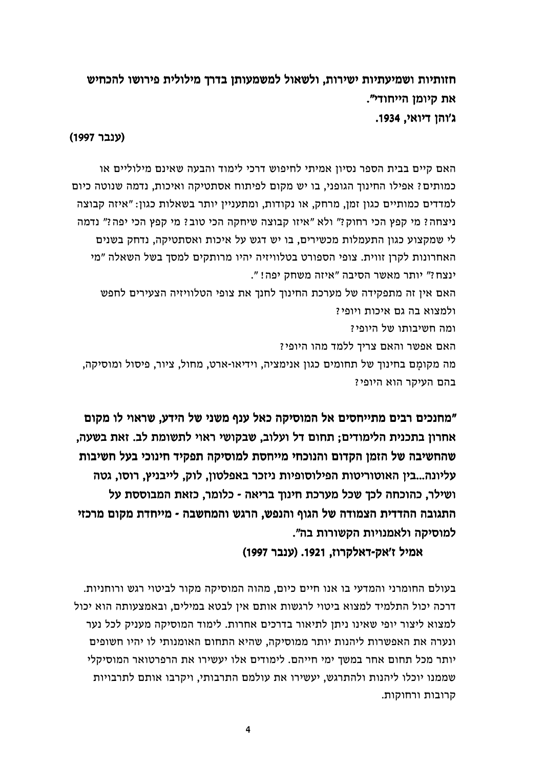**חזותיות ושמיעתיות ישירות, ולשאול למשמעותן בדרך מילולית פירושו להכחיש את קיומן הייחודי".**

**ג'והן דיואי, 1934.**

**(ענבר 1997)**

האם קיים בבית הספר נסיון אמיתי לחיפוש דרכי לימוד והבעה שאינם מילוליים או כמותיים? אפילו החינוך הגופני, בו יש מקום לפיתוח אסתטיקה ואיכות, נדמה שנוטה כיום למדדים כמותיים כגון זמן, מרחק, או נקודות, ומתעניין יותר בשאלות כגון: "איזה קבוצה ניצחה? מי קפץ הכי רחוק?" ולא "איזו קבוצה שיחקה הכי טוב? מי קפץ הכי יפה?" נדמה לי שמקצוע כגון התעמלות מכשירים, בו יש דגש על איכות ואסתטיקה, נדחק בשנים האחרונות לקרן זווית. צופי הספורט בטלוויזיה יהיו מרותקים למסך בשל השאלה "מי ינצח?" יותר מאשר הסיבה "איזה משחק יפה!".

האם אין זה מתפקידה של מערכת החינוך לחנך את צופי הטלוויזיה הצעירים לחפש ולמצוא בה גם איכות ויופי?

ומה חשיבותו של היופי?

האם אפשר והאם צריך ללמד מהו היופי?

מה מקומָם בחינוך של תחומים כגון אנימציה, וידיאו-ארט, מחול, ציור, פיסול ומוסיקה, בהם העיקר הוא היופי?

**"מחנכים רבים מתייחסים אל המוסיקה כאל ענף משני של הידע, שראוי לו מקום אחרון בתכנית הלימודים; תחום דל ועלוב, שבקושי ראוי לתשומת לב. זאת בשעה, שהחשיבה של הזמן הקדום והנוכחי מייחסת למוסיקה תפקיד חינוכי בעל חשיבות עליונה...בין האוטוריטות הפילוסופיות ניזכר באפלטון, לוק, לייבניץ, רוסו, גטה ושילר, כהוכחה לכך שכל מערכת חינוך בריאה - כלומר, כזאת המבוססת על התגובה ההדדית הצמודה של הגוף והנפש, הרגש והמחשבה - מייחדת מקום מרכזי למוסיקה ולאמנויות הקשורות בה".**

**אמיל ז'אק-דאלקרוז, 1921. (ענבר 1997)**

בעולם החומרני והמדעי בו אנו חיים כיום, מהוה המוסיקה מקור לביטוי רגש ורוחניות. דרכה יכול התלמיד למצוא ביטוי לרגשות אותם אין לבטא במילים, ובאמצעותה הוא יכול למצוא ליצור יופי שאינו ניתן לתיאור בדרכים אחרות. לימוד המוסיקה מעניק לכל נער ונערה את האפשרות ליהנות יותר ממוסיקה, שהיא התחום האומנותי לו יהיו חשופים יותר מכל תחום אחר במשך ימי חייהם. לימודים אלו יעשירו את הרפרטואר המוסיקלי שממנו יוכלו ליהנות ולהתרגש, יעשירו את עולמם התרבותי, ויקרבו אותם לתרבויות קרובות ורחוקות.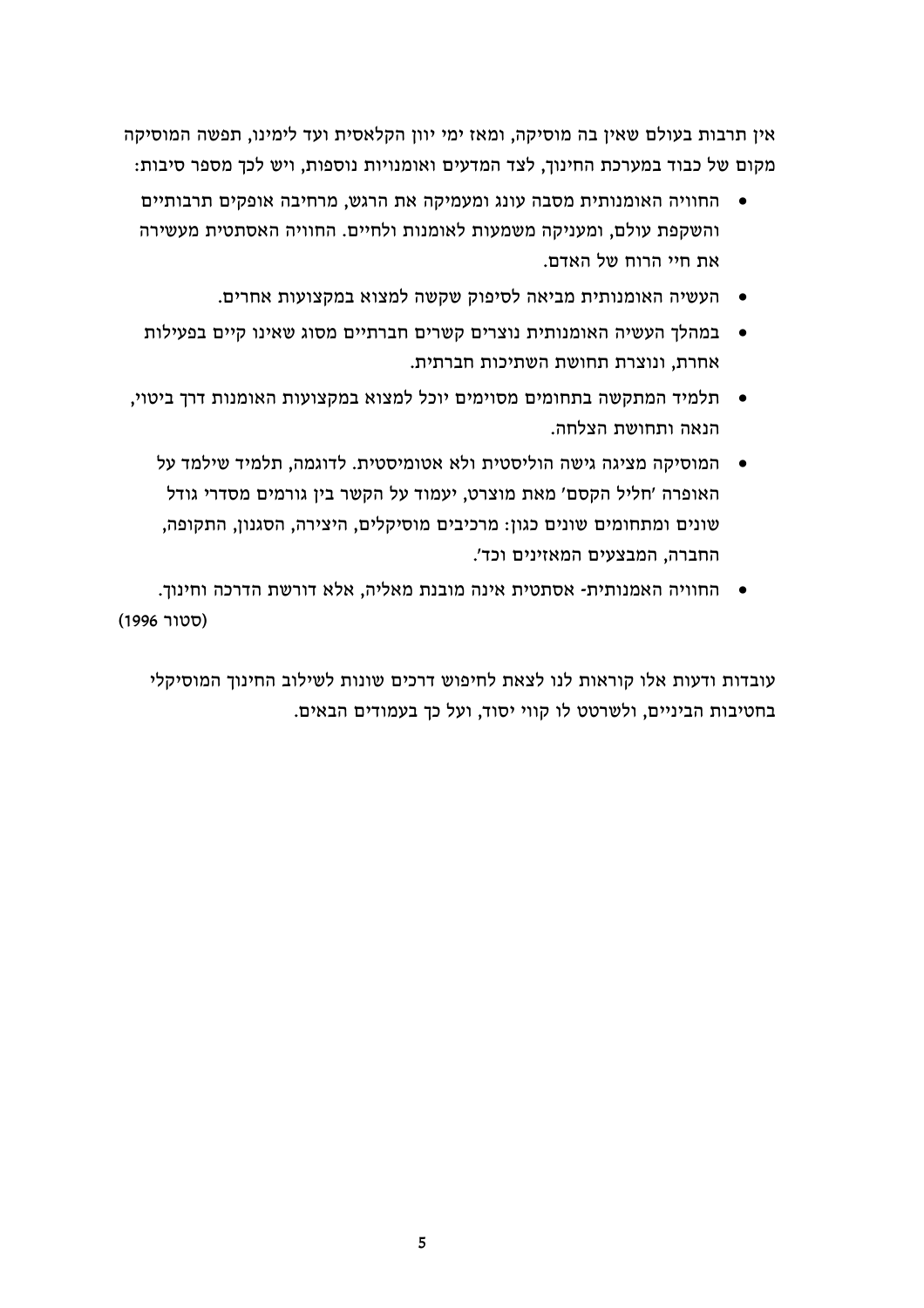אין תרבות בעולם שאין בה מוסיקה, ומאז ימי יוון הקלאסית ועד לימינו, תפשה המוסיקה מקום של כבוד במערכת החינוך, לצד המדעים ואומנויות נוספות, ויש לכך מספר סיבות:

- החוויה האומנותית מסבה עונג ומעמיקה את הרגש, מרחיבה אופקים תרבותיים והשקפת עולם, ומעניקה משמעות לאומנות ולחיים. החוויה האסתטית מעשירה את חיי הרוח של האדם.
- העשיה האומנותית מביאה לסיפוק שקשה למצוא במקצועות אחרים.
- במהלך העשיה האומנותית נוצרים קשרים חברתיים מסוג שאינו קיים בפעילות אחרת, ונוצרת תחושת השתיכות חברתית.
- תלמיד המתקשה בתחומים מסוימים יוכל למצוא במקצועות האומנות דרך ביטוי, הנאה ותחושת הצלחה.
- המוסיקה מציגה גישה הוליסטית ולא אטומיסטית. לדוגמה, תלמיד שילמד על האופרה 'חליל הקסם' מאת מוצרט, יעמוד על הקשר בין גורמים מסדרי גודל שונים ומתחומים שונים כגון: מרכיבים מוסיקלים, היצירה, הסגנון, התקופה, החברה, המבצעים המאזינים וכד'.
- החוויה האמנותית- אסתטית אינה מובנת מאליה, אלא דורשת הדרכה וחינוך.

(סטור 1996)

עובדות ודעות אלו קוראות לנו לצאת לחיפוש דרכים שונות לשילוב החינוך המוסיקלי בחטיבות הביניים, ולשרטט לו קווי יסוד, ועל כך בעמודים הבאים.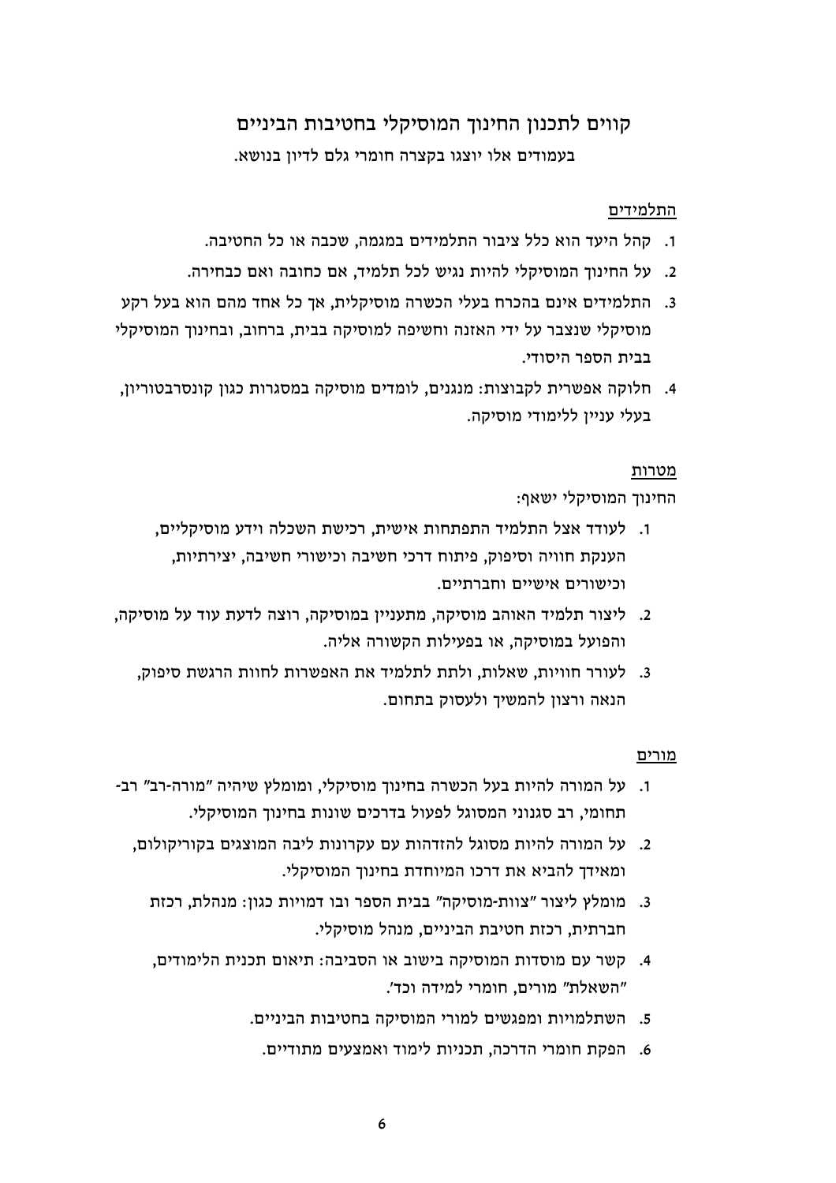# קווים לתכנון החינוך המוסיקלי בחטיבות הביניים

בעמודים אלו יוצגו בקצרה חומרי גלם לדיון בנושא.

## התלמידים

1. קהל היעד הוא כלל ציבור התלמידים במגמה, שכבה או כל החטיבה.
2. על החינוך המוסיקלי להיות נגיש לכל תלמיד, אם כחובה ואם כבחירה.
3. התלמידים אינם בהכרח בעלי הכשרה מוסיקלית, אך כל אחד מהם הוא בעל רקע מוסיקלי שנצבר על ידי האזנה וחשיפה למוסיקה בבית, ברחוב, ובחינוך המוסיקלי בבית הספר היסודי.
4. חלוקה אפשרית לקבוצות: מנגנים, לומדים מוסיקה במסגרות כגון קונסרבטוריון, בעלי עניין ללימודי מוסיקה.

## מטרות

החינוך המוסיקלי ישאף:

1. לעודד אצל התלמיד התפתחות אישית, רכישת השכלה וידע מוסיקליים, הענקת חוויה וסיפוק, פיתוח דרכי חשיבה וכישורי חשיבה, יצירתיות, וכישורים אישיים וחברתיים.
2. ליצור תלמיד האוהב מוסיקה, מתעניין במוסיקה, רוצה לדעת עוד על מוסיקה, והפועל במוסיקה, או בפעילות הקשורה אליה.
3. לעורר חוויות, שאלות, ולתת לתלמיד את האפשרות לחוות הרגשת סיפוק, הנאה ורצון להמשיך ולעסוק בתחום.

## מורים

1. על המורה להיות בעל הכשרה בחינוך מוסיקלי, ומומלץ שיהיה "מורה-רב" רב-תחומי, רב סגנוני המסוגל לפעול בדרכים שונות בחינוך המוסיקלי.
2. על המורה להיות מסוגל להזדהות עם עקרונות ליבה המוצגים בקוריקולום, ומאידך להביא את דרכו המיוחדת בחינוך המוסיקלי.
3. מומלץ ליצור "צוות-מוסיקה" בבית הספר ובו דמויות כגון: מנהלת, רכזת חברתית, רכזת חטיבת הביניים, מנהל מוסיקלי.
4. קשר עם מוסדות המוסיקה בישוב או הסביבה: תיאום תכנית הלימודים, "השאלת" מורים, חומרי למידה וכד'.
5. השתלמויות ומפגשים למורי המוסיקה בחטיבות הביניים.
6. הפקת חומרי הדרכה, תכניות לימוד ואמצעים מתודיים.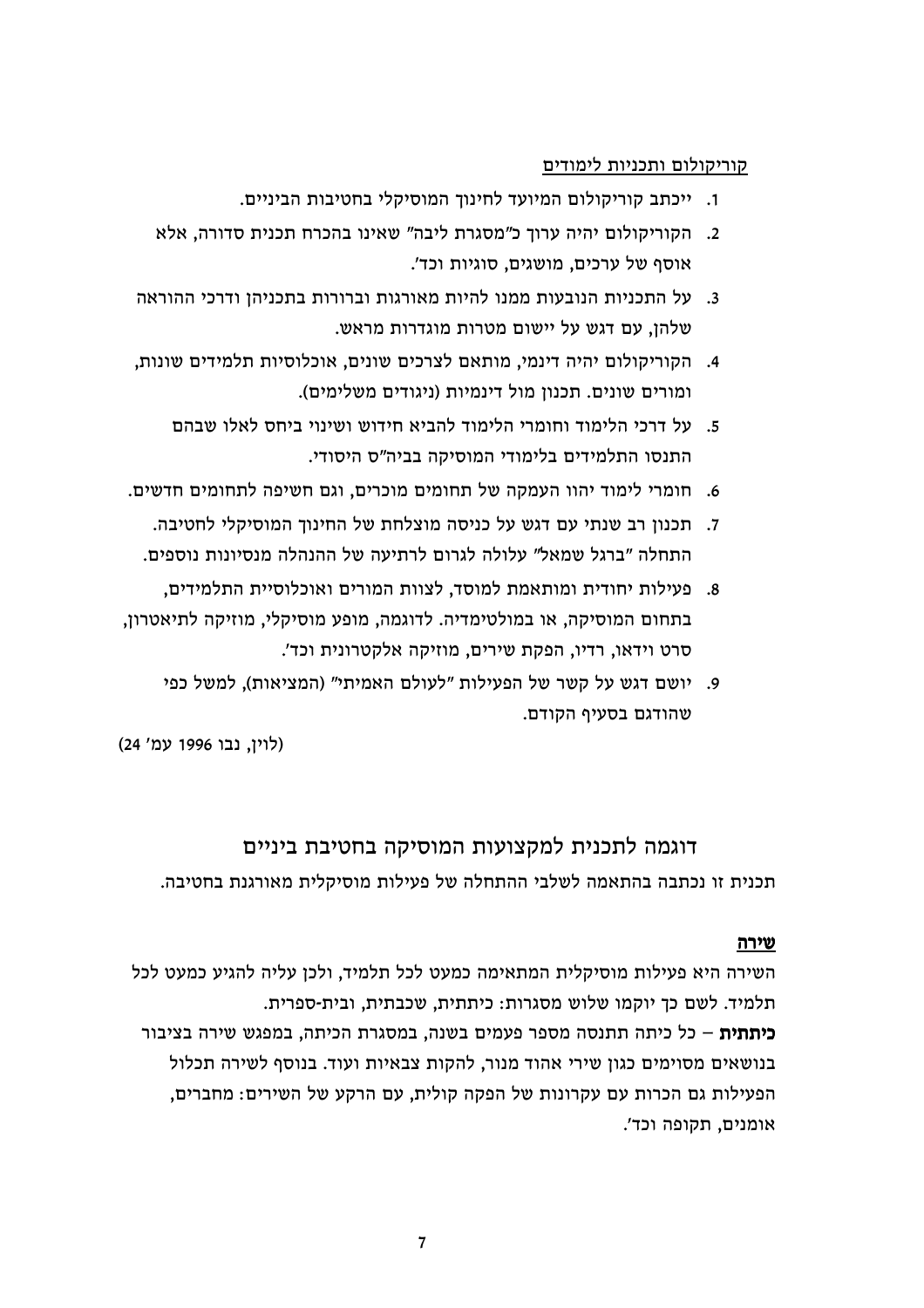קוריקולום ותכניות לימודים

1. ייכתב קוריקולום המיועד לחינוך המוסיקלי בחטיבות הביניים.
2. הקוריקולום יהיה ערוך כ"מסגרת ליבה" שאינו בהכרח תכנית סדורה, אלא אוסף של ערכים, מושגים, סוגיות וכד'.
3. על התכניות הנובעות ממנו להיות מאורגות וברורות בתכניהן ודרכי ההוראה שלהן, עם דגש על יישום מטרות מוגדרות מראש.
4. הקוריקולום יהיה דינמי, מותאם לצרכים שונים, אוכלוסיות תלמידים שונות, ומורים שונים. תכנון מול דינמיות (ניגודים משלימים).
5. על דרכי הלימוד וחומרי הלימוד להביא חידוש ושינוי ביחס לאלו שבהם התנסו התלמידים בלימודי המוסיקה בביה"ס היסודי.
6. חומרי לימוד יהוו העמקה של תחומים מוכרים, וגם חשיפה לתחומים חדשים.
7. תכנון רב שנתי עם דגש על כניסה מוצלחת של החינוך המוסיקלי לחטיבה. התחלה "ברגל שמאל" עלולה לגרום לרתיעה של ההנהלה מנסיונות נוספים.
8. פעילות יחודית ומותאמת למוסד, לצוות המורים ואוכלוסיית התלמידים, בתחום המוסיקה, או במולטימדיה. לדוגמה, מופע מוסיקלי, מוזיקה לתיאטרון, סרט וידאו, רדיו, הפקת שירים, מוזיקה אלקטרונית וכד'.
9. יושם דגש על קשר של הפעילות "לעולם האמיתי" (המציאות), למשל כפי שהודגם בסעיף הקודם.

(לוין, נבו 1996 עמ' 24)

## דוגמה לתכנית למקצועות המוסיקה בחטיבת ביניים

תכנית זו נכתבה בהתאמה לשלבי ההתחלה של פעילות מוסיקלית מאורגנת בחטיבה.

### שירה

השירה היא פעילות מוסיקלית המתאימה כמעט לכל תלמיד, ולכן עליה להגיע כמעט לכל תלמיד. לשם כך יוקמו שלוש מסגרות: כיתתית, שכבתית, ובית-ספרית.

**כיתתית** – כל כיתה תתנסה מספר פעמים בשנה, במסגרת הכיתה, במפגש שירה בציבור בנושאים מסוימים כגון שירי אהוד מנור, להקות צבאיות ועוד. בנוסף לשירה תכלול הפעילות גם הכרות עם עקרונות של הפקה קולית, עם הרקע של השירים: מחברים, אומנים, תקופה וכד'.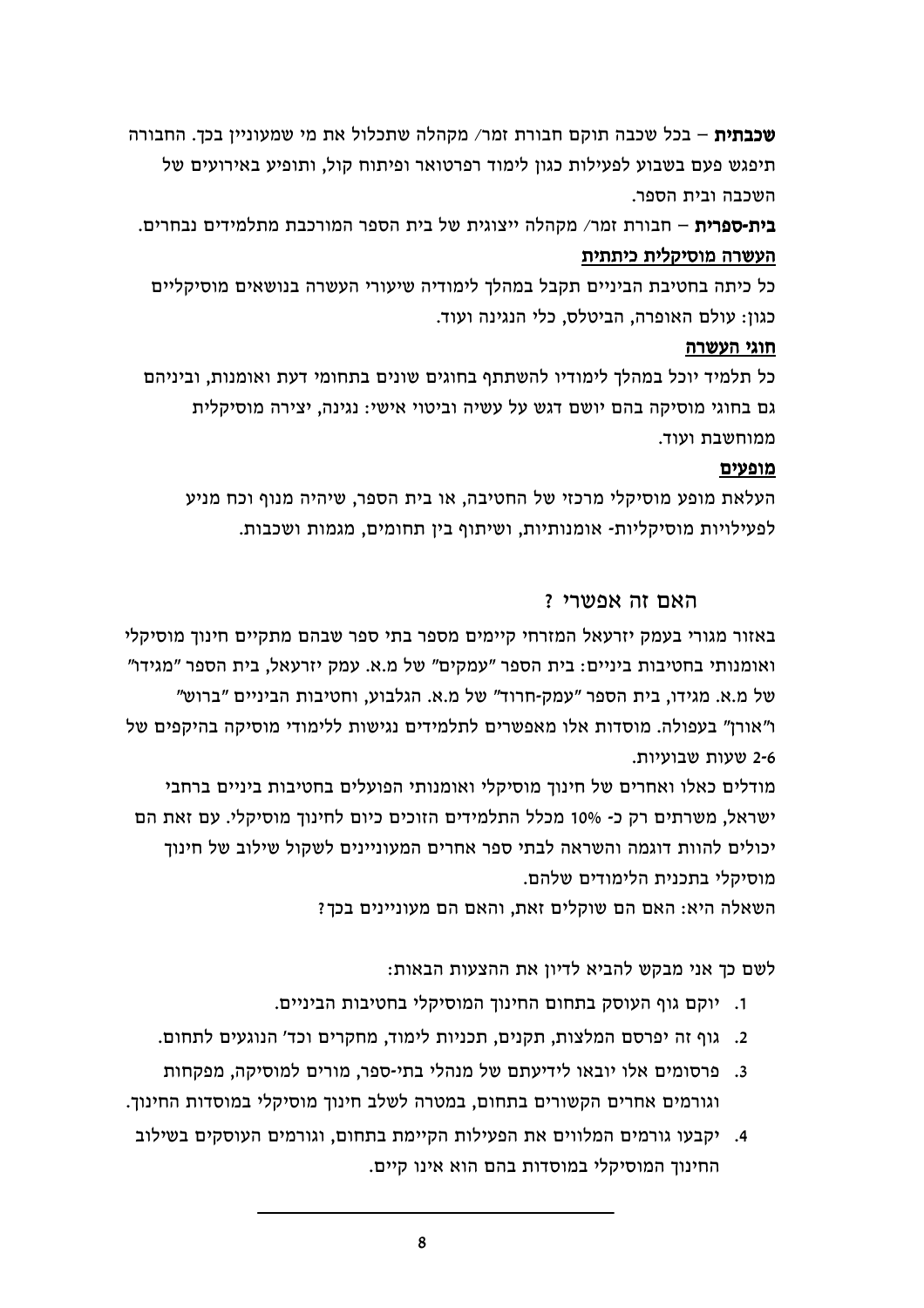**שכבתית** – בכל שכבה תוקם חבורת זמר/ מקהלה שתכלול את מי שמעוניין בכך. החבורה תיפגש פעם בשבוע לפעילות כגון לימוד רפרטואר ופיתוח קול, ותופיע באירועים של השכבה ובית הספר.

**בית-ספרית** – חבורת זמר/ מקהלה ייצוגית של בית הספר המורכבת מתלמידים נבחרים.

**העשרה מוסיקלית כיתתית**

כל כיתה בחטיבת הביניים תקבל במהלך לימודיה שיעורי העשרה בנושאים מוסיקליים כגון: עולם האופרה, הביטלס, כלי הנגינה ועוד.

**חוגי העשרה**

כל תלמיד יוכל במהלך לימודיו להשתתף בחוגים שונים בתחומי דעת ואומנות, וביניהם גם בחוגי מוסיקה בהם יושם דגש על עשיה וביטוי אישי: נגינה, יצירה מוסיקלית ממוחשבת ועוד.

**מופעים**

העלאת מופע מוסיקלי מרכזי של החטיבה, או בית הספר, שיהיה מנוף וכח מניע לפעילויות מוסיקליות- אומנותיות, ושיתוף בין תחומים, מגמות ושכבות.

## האם זה אפשרי ?

באזור מגורי בעמק יזרעאל המזרחי קיימים מספר בתי ספר שבהם מתקיים חינוך מוסיקלי ואומנותי בחטיבות ביניים: בית הספר "עמקים" של מ.א. עמק יזרעאל, בית הספר "מגידו" של מ.א. מגידו, בית הספר "עמק-חרוד" של מ.א. הגלבוע, וחטיבות הביניים "ברוש" ו"אורן" בעפולה. מוסדות אלו מאפשרים לתלמידים נגישות ללימודי מוסיקה בהיקפים של 2-6 שעות שבועיות.

מודלים כאלו ואחרים של חינוך מוסיקלי ואמנותי הפועלים בחטיבות ביניים ברחבי ישראל, משרתים רק כ- 10% מכלל התלמידים הזוכים כיום לחינוך מוסיקלי. עם זאת הם יכולים להוות דוגמה והשראה לבתי ספר אחרים המעוניינים לשקול שילוב של חינוך מוסיקלי בתכנית הלימודים שלהם.

השאלה היא: האם הם שוקלים זאת, והאם הם מעוניינים בכך?

לשם כך אני מבקש להביא לדיון את ההצעות הבאות:

1. יוקם גוף העוסק בתחום החינוך המוסיקלי בחטיבות הביניים.
2. גוף זה יפרסם המלצות, תקנים, תכניות לימוד, מחקרים וכד' הנוגעים לתחום.
3. פרסומים אלו יובאו לידיעתם של מנהלי בתי-ספר, מורים למוסיקה, מפקחות וגורמים אחרים הקשורים בתחום, במטרה לשלב חינוך מוסיקלי במוסדות החינוך.
4. יקבעו גורמים המלווים את הפעילות הקיימת בתחום, וגורמים העוסקים בשילוב החינוך המוסיקלי במוסדות בהם הוא אינו קיים.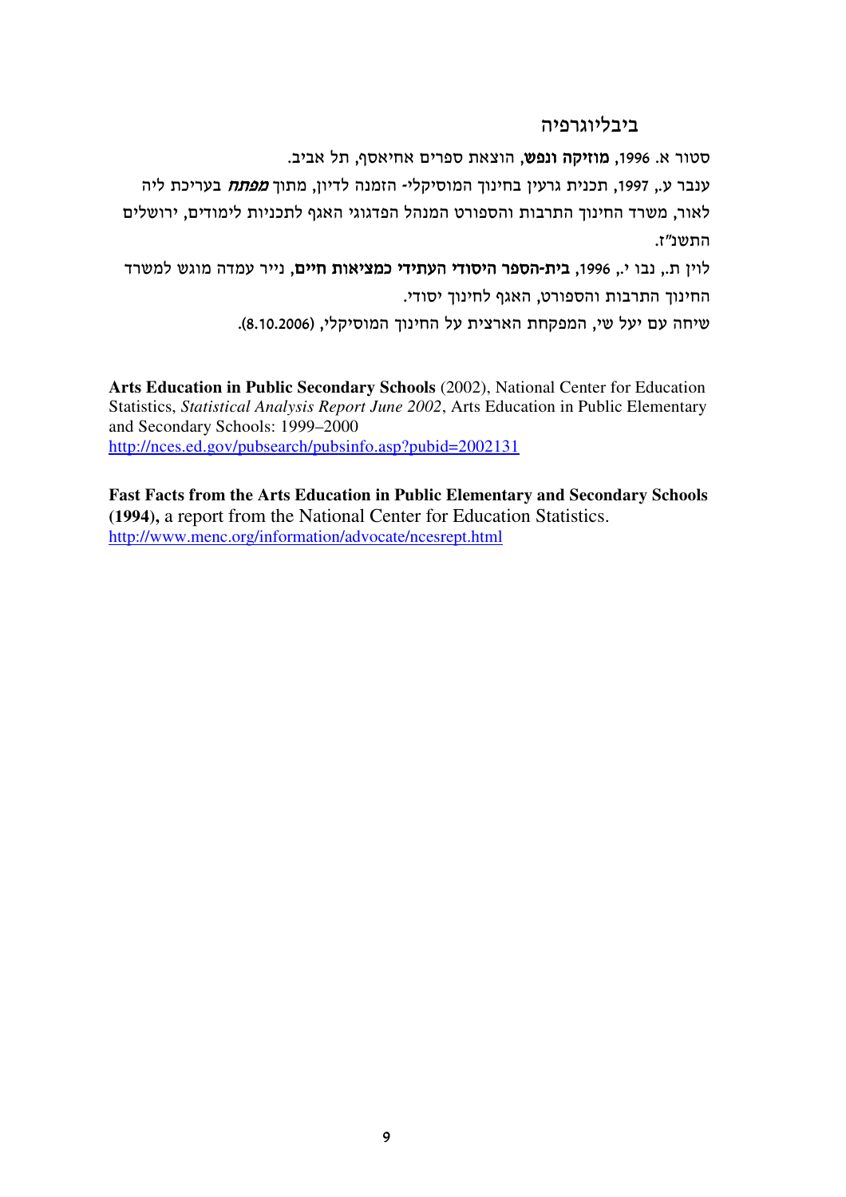## ביבליוגרפיה

סטור א. 1996, **מוזיקה ונפש**, הוצאת ספרים אחיאסף, תל אביב.

ענבר ע., 1997, תכנית גרעין בחינוך המוסיקלי- הזמנה לדיון, מתוך ***מפתח*** בעריכת ליה לאור, משרד החינוך התרבות והספורט המנהל הפדגוגי האגף לתכניות לימודים, ירושלים התשנ"ז.

לוין ת., נבו י., 1996, **בית-הספר היסודי העתידי כמציאות חיים**, נייר עמדה מוגש למשרד החינוך התרבות והספורט, האגף לחינוך יסודי.

שיחה עם יעל שי, המפקחת הארצית על החינוך המוסיקלי, (8.10.2006).

**Arts Education in Public Secondary Schools** (2002), National Center for Education Statistics, *Statistical Analysis Report June 2002*, Arts Education in Public Elementary and Secondary Schools: 1999–2000
http://nces.ed.gov/pubsearch/pubsinfo.asp?pubid=2002131

**Fast Facts from the Arts Education in Public Elementary and Secondary Schools (1994),** a report from the National Center for Education Statistics.
http://www.menc.org/information/advocate/ncesrept.html